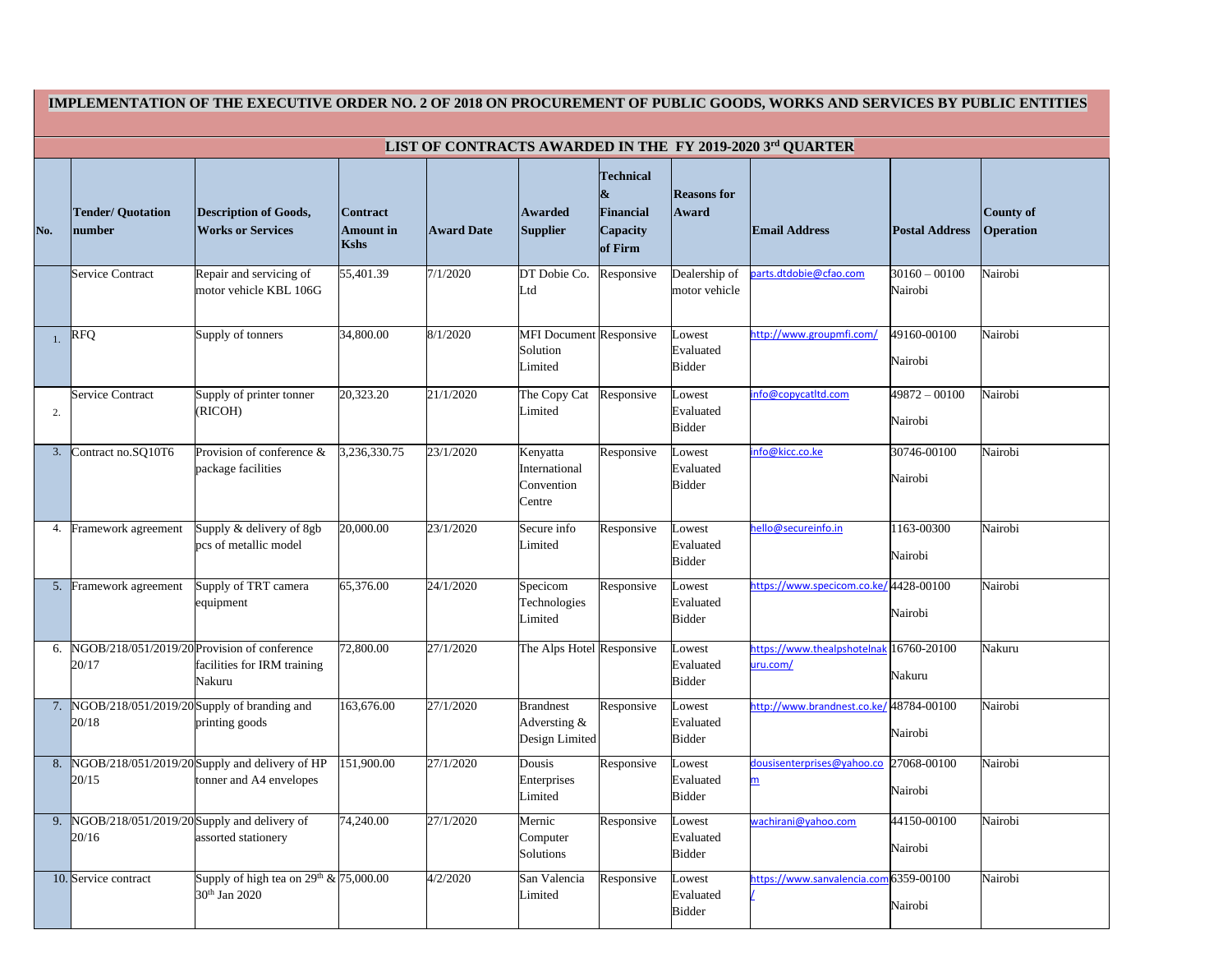# IMPLEMENTATION OF THE EXECUTIVE ORDER NO. 2 OF 2018 ON PROCUREMENT OF PUBLIC GOODS, WORKS AND SERVICES BY PUBLIC ENTITIES

## LIST OF CONTRACTS AWARDED IN THE FY 2019-2020 3rd QUARTER

| No. | Tender/ Quotation number | Description of Goods, Works or Services | Contract Amount in Kshs | Award Date | Awarded Supplier | Technical & Financial Capacity of Firm | Reasons for Award | Email Address | Postal Address | County of Operation |
|---|---|---|---|---|---|---|---|---|---|---|
| | Service Contract | Repair and servicing of motor vehicle KBL 106G | 55,401.39 | 7/1/2020 | DT Dobie Co. Ltd | Responsive | Dealership of motor vehicle | parts.dtdobie@cfao.com | 30160 – 00100 Nairobi | Nairobi |
| 1. | RFQ | Supply of tonners | 34,800.00 | 8/1/2020 | MFI Document Solution Limited | Responsive | Lowest Evaluated Bidder | http://www.groupmfi.com/ | 49160-00100 Nairobi | Nairobi |
| 2. | Service Contract | Supply of printer tonner (RICOH) | 20,323.20 | 21/1/2020 | The Copy Cat Limited | Responsive | Lowest Evaluated Bidder | info@copycatltd.com | 49872 – 00100 Nairobi | Nairobi |
| 3. | Contract no.SQ10T6 | Provision of conference & package facilities | 3,236,330.75 | 23/1/2020 | Kenyatta International Convention Centre | Responsive | Lowest Evaluated Bidder | info@kicc.co.ke | 30746-00100 Nairobi | Nairobi |
| 4. | Framework agreement | Supply & delivery of 8gb pcs of metallic model | 20,000.00 | 23/1/2020 | Secure info Limited | Responsive | Lowest Evaluated Bidder | hello@secureinfo.in | 1163-00300 Nairobi | Nairobi |
| 5. | Framework agreement | Supply of TRT camera equipment | 65,376.00 | 24/1/2020 | Specicom Technologies Limited | Responsive | Lowest Evaluated Bidder | https://www.specicom.co.ke/ | 4428-00100 Nairobi | Nairobi |
| 6. | NGOB/218/051/2019/2020/17 | Provision of conference facilities for IRM training Nakuru | 72,800.00 | 27/1/2020 | The Alps Hotel | Responsive | Lowest Evaluated Bidder | https://www.thealpshotelnakuru.com/ | 16760-20100 Nakuru | Nakuru |
| 7. | NGOB/218/051/2019/2020/18 | Supply of branding and printing goods | 163,676.00 | 27/1/2020 | Brandnest Adversting & Design Limited | Responsive | Lowest Evaluated Bidder | http://www.brandnest.co.ke/ | 48784-00100 Nairobi | Nairobi |
| 8. | NGOB/218/051/2019/2020/15 | Supply and delivery of HP tonner and A4 envelopes | 151,900.00 | 27/1/2020 | Dousis Enterprises Limited | Responsive | Lowest Evaluated Bidder | dousisenterprises@yahoo.com | 27068-00100 Nairobi | Nairobi |
| 9. | NGOB/218/051/2019/2020/16 | Supply and delivery of assorted stationery | 74,240.00 | 27/1/2020 | Mernic Computer Solutions | Responsive | Lowest Evaluated Bidder | wachirani@yahoo.com | 44150-00100 Nairobi | Nairobi |
| 10. | Service contract | Supply of high tea on 29th & 30th Jan 2020 | 75,000.00 | 4/2/2020 | San Valencia Limited | Responsive | Lowest Evaluated Bidder | https://www.sanvalencia.com/ | 6359-00100 Nairobi | Nairobi |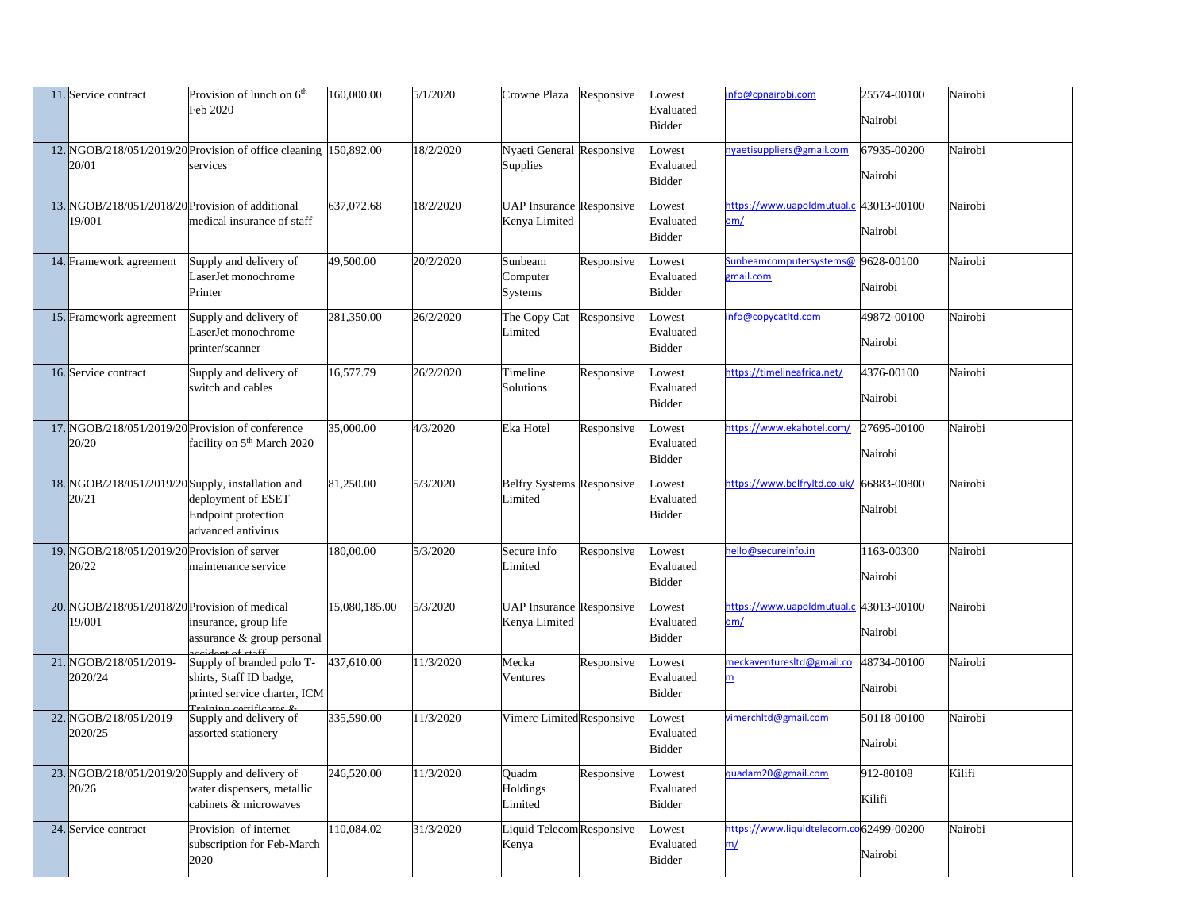| | | | | | | | | | | |
|---|---|---|---|---|---|---|---|---|---|---|
| 11. | Service contract | Provision of lunch on 6th Feb 2020 | 160,000.00 | 5/1/2020 | Crowne Plaza | Responsive | Lowest Evaluated Bidder | info@cpnairobi.com | 25574-00100 Nairobi | Nairobi |
| 12. | NGOB/218/051/2019/2020/01 | Provision of office cleaning services | 150,892.00 | 18/2/2020 | Nyaeti General Supplies | Responsive | Lowest Evaluated Bidder | nyaetisuppliers@gmail.com | 67935-00200 Nairobi | Nairobi |
| 13. | NGOB/218/051/2018/2019/001 | Provision of additional medical insurance of staff | 637,072.68 | 18/2/2020 | UAP Insurance Kenya Limited | Responsive | Lowest Evaluated Bidder | https://www.uapoldmutual.com/ | 43013-00100 Nairobi | Nairobi |
| 14. | Framework agreement | Supply and delivery of LaserJet monochrome Printer | 49,500.00 | 20/2/2020 | Sunbeam Computer Systems | Responsive | Lowest Evaluated Bidder | Sunbeamcomputersystems@gmail.com | 9628-00100 Nairobi | Nairobi |
| 15. | Framework agreement | Supply and delivery of LaserJet monochrome printer/scanner | 281,350.00 | 26/2/2020 | The Copy Cat Limited | Responsive | Lowest Evaluated Bidder | info@copycatltd.com | 49872-00100 Nairobi | Nairobi |
| 16. | Service contract | Supply and delivery of switch and cables | 16,577.79 | 26/2/2020 | Timeline Solutions | Responsive | Lowest Evaluated Bidder | https://timelineafrica.net/ | 4376-00100 Nairobi | Nairobi |
| 17. | NGOB/218/051/2019/2020/20 | Provision of conference facility on 5th March 2020 | 35,000.00 | 4/3/2020 | Eka Hotel | Responsive | Lowest Evaluated Bidder | https://www.ekahotel.com/ | 27695-00100 Nairobi | Nairobi |
| 18. | NGOB/218/051/2019/2020/21 | Supply, installation and deployment of ESET Endpoint protection advanced antivirus | 81,250.00 | 5/3/2020 | Belfry Systems Limited | Responsive | Lowest Evaluated Bidder | https://www.belfryltd.co.uk/ | 66883-00800 Nairobi | Nairobi |
| 19. | NGOB/218/051/2019/2020/22 | Provision of server maintenance service | 180,00.00 | 5/3/2020 | Secure info Limited | Responsive | Lowest Evaluated Bidder | hello@secureinfo.in | 1163-00300 Nairobi | Nairobi |
| 20. | NGOB/218/051/2018/2019/001 | Provision of medical insurance, group life assurance & group personal accident of staff | 15,080,185.00 | 5/3/2020 | UAP Insurance Kenya Limited | Responsive | Lowest Evaluated Bidder | https://www.uapoldmutual.com/ | 43013-00100 Nairobi | Nairobi |
| 21. | NGOB/218/051/2019-2020/24 | Supply of branded polo T-shirts, Staff ID badge, printed service charter, ICM Training certificates & | 437,610.00 | 11/3/2020 | Mecka Ventures | Responsive | Lowest Evaluated Bidder | meckaventuresltd@gmail.com | 48734-00100 Nairobi | Nairobi |
| 22. | NGOB/218/051/2019-2020/25 | Supply and delivery of assorted stationery | 335,590.00 | 11/3/2020 | Vimerc Limited | Responsive | Lowest Evaluated Bidder | vimerchltd@gmail.com | 50118-00100 Nairobi | Nairobi |
| 23. | NGOB/218/051/2019/2020/26 | Supply and delivery of water dispensers, metallic cabinets & microwaves | 246,520.00 | 11/3/2020 | Quadm Holdings Limited | Responsive | Lowest Evaluated Bidder | quadam20@gmail.com | 912-80108 Kilifi | Kilifi |
| 24. | Service contract | Provision of internet subscription for Feb-March 2020 | 110,084.02 | 31/3/2020 | Liquid Telecom Kenya | Responsive | Lowest Evaluated Bidder | https://www.liquidtelecom.com/ | 62499-00200 Nairobi | Nairobi |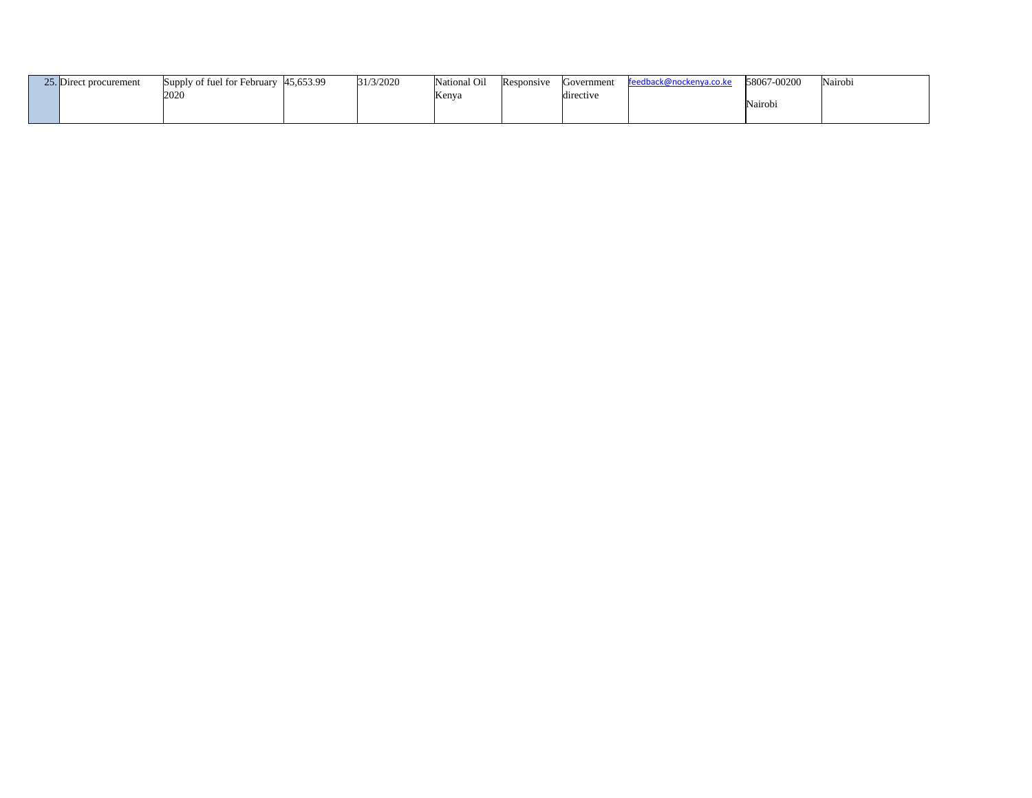| | | | | | | | | | | |
|---|---|---|---|---|---|---|---|---|---|---|
| 25. | Direct procurement | Supply of fuel for February 2020 | 45,653.99 | 31/3/2020 | National Oil Kenya | Responsive | Government directive | feedback@nockenya.co.ke | 58067-00200 Nairobi | Nairobi |